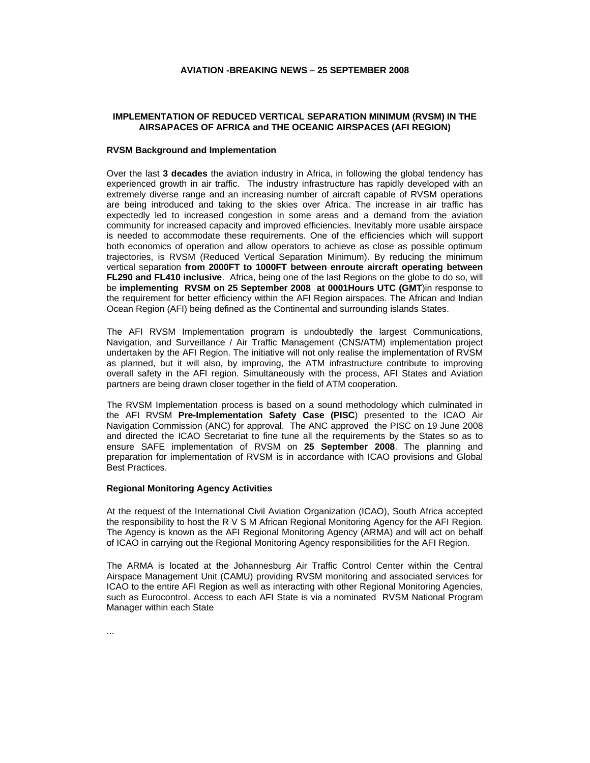**AVIATION -BREAKING NEWS – 25 SEPTEMBER 2008**

# IMPLEMENTATION OF REDUCED VERTICAL SEPARATION MINIMUM (RVSM) IN THE AIRSAPACES OF AFRICA and THE OCEANIC AIRSPACES (AFI REGION)

## RVSM Background and Implementation

Over the last **3 decades** the aviation industry in Africa, in following the global tendency has experienced growth in air traffic. The industry infrastructure has rapidly developed with an extremely diverse range and an increasing number of aircraft capable of RVSM operations are being introduced and taking to the skies over Africa. The increase in air traffic has expectedly led to increased congestion in some areas and a demand from the aviation community for increased capacity and improved efficiencies. Inevitably more usable airspace is needed to accommodate these requirements. One of the efficiencies which will support both economics of operation and allow operators to achieve as close as possible optimum trajectories, is RVSM (Reduced Vertical Separation Minimum). By reducing the minimum vertical separation **from 2000FT to 1000FT between enroute aircraft operating between FL290 and FL410 inclusive**. Africa, being one of the last Regions on the globe to do so, will be **implementing RVSM on 25 September 2008 at 0001Hours UTC (GMT**)in response to the requirement for better efficiency within the AFI Region airspaces. The African and Indian Ocean Region (AFI) being defined as the Continental and surrounding islands States.

The AFI RVSM Implementation program is undoubtedly the largest Communications, Navigation, and Surveillance / Air Traffic Management (CNS/ATM) implementation project undertaken by the AFI Region. The initiative will not only realise the implementation of RVSM as planned, but it will also, by improving, the ATM infrastructure contribute to improving overall safety in the AFI region. Simultaneously with the process, AFI States and Aviation partners are being drawn closer together in the field of ATM cooperation.

The RVSM Implementation process is based on a sound methodology which culminated in the AFI RVSM **Pre-Implementation Safety Case (PISC**) presented to the ICAO Air Navigation Commission (ANC) for approval. The ANC approved the PISC on 19 June 2008 and directed the ICAO Secretariat to fine tune all the requirements by the States so as to ensure SAFE implementation of RVSM on **25 September 2008**. The planning and preparation for implementation of RVSM is in accordance with ICAO provisions and Global Best Practices.

## Regional Monitoring Agency Activities

At the request of the International Civil Aviation Organization (ICAO), South Africa accepted the responsibility to host the R V S M African Regional Monitoring Agency for the AFI Region. The Agency is known as the AFI Regional Monitoring Agency (ARMA) and will act on behalf of ICAO in carrying out the Regional Monitoring Agency responsibilities for the AFI Region.

The ARMA is located at the Johannesburg Air Traffic Control Center within the Central Airspace Management Unit (CAMU) providing RVSM monitoring and associated services for ICAO to the entire AFI Region as well as interacting with other Regional Monitoring Agencies, such as Eurocontrol. Access to each AFI State is via a nominated RVSM National Program Manager within each State

...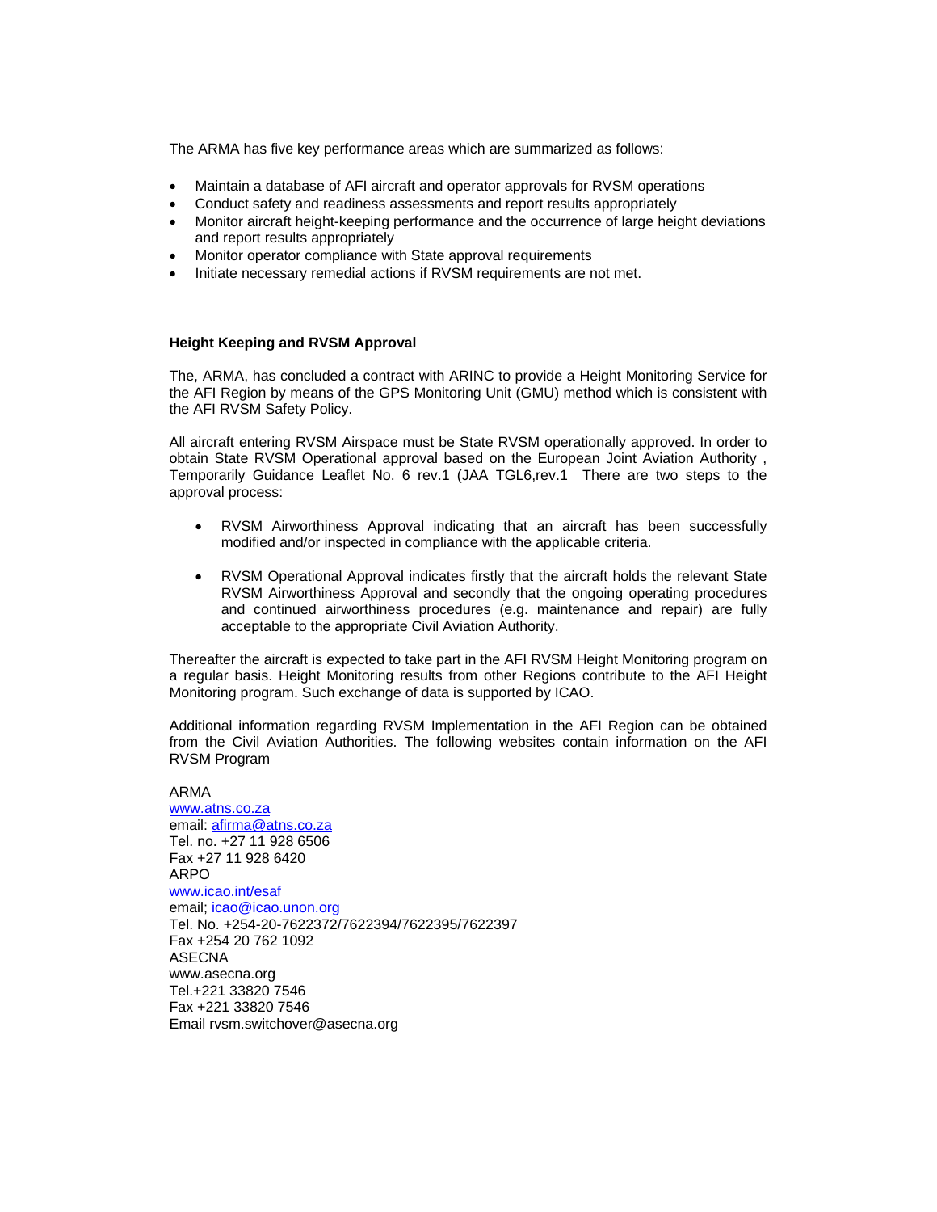The ARMA has five key performance areas which are summarized as follows:

- Maintain a database of AFI aircraft and operator approvals for RVSM operations
- Conduct safety and readiness assessments and report results appropriately
- Monitor aircraft height-keeping performance and the occurrence of large height deviations and report results appropriately
- Monitor operator compliance with State approval requirements
- Initiate necessary remedial actions if RVSM requirements are not met.

**Height Keeping and RVSM Approval**

The, ARMA, has concluded a contract with ARINC to provide a Height Monitoring Service for the AFI Region by means of the GPS Monitoring Unit (GMU) method which is consistent with the AFI RVSM Safety Policy.

All aircraft entering RVSM Airspace must be State RVSM operationally approved. In order to obtain State RVSM Operational approval based on the European Joint Aviation Authority , Temporarily Guidance Leaflet No. 6 rev.1 (JAA TGL6,rev.1 There are two steps to the approval process:

- RVSM Airworthiness Approval indicating that an aircraft has been successfully modified and/or inspected in compliance with the applicable criteria.
- RVSM Operational Approval indicates firstly that the aircraft holds the relevant State RVSM Airworthiness Approval and secondly that the ongoing operating procedures and continued airworthiness procedures (e.g. maintenance and repair) are fully acceptable to the appropriate Civil Aviation Authority.

Thereafter the aircraft is expected to take part in the AFI RVSM Height Monitoring program on a regular basis. Height Monitoring results from other Regions contribute to the AFI Height Monitoring program. Such exchange of data is supported by ICAO.

Additional information regarding RVSM Implementation in the AFI Region can be obtained from the Civil Aviation Authorities. The following websites contain information on the AFI RVSM Program

ARMA
www.atns.co.za
email: afirma@atns.co.za
Tel. no. +27 11 928 6506
Fax +27 11 928 6420
ARPO
www.icao.int/esaf
email; icao@icao.unon.org
Tel. No. +254-20-7622372/7622394/7622395/7622397
Fax +254 20 762 1092
ASECNA
www.asecna.org
Tel.+221 33820 7546
Fax +221 33820 7546
Email rvsm.switchover@asecna.org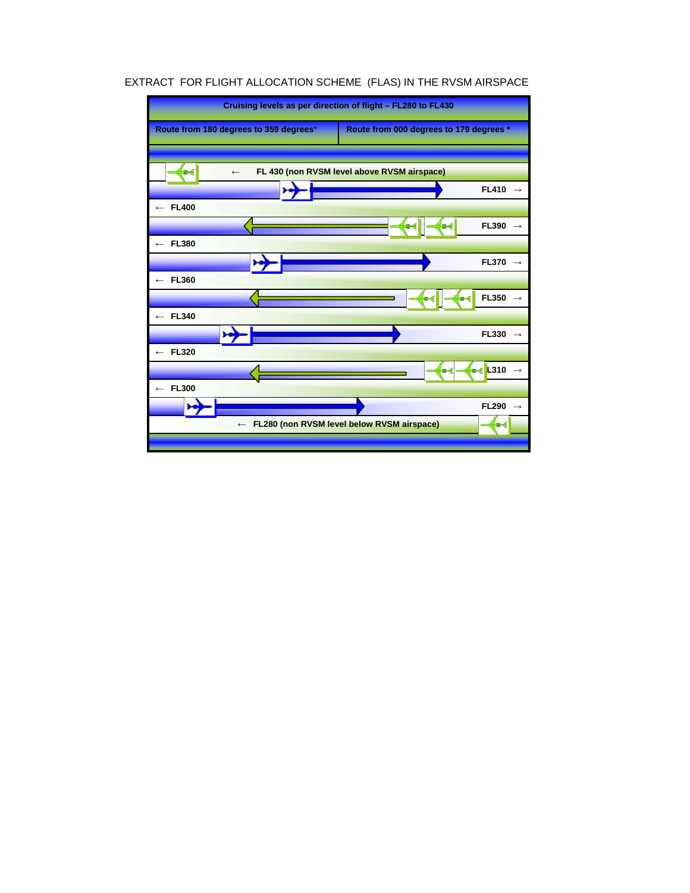EXTRACT FOR FLIGHT ALLOCATION SCHEME (FLAS) IN THE RVSM AIRSPACE

| Cruising levels as per direction of flight – FL280 to FL430 | |
|---|---|
| Route from 180 degrees to 359 degrees* | Route from 000 degrees to 179 degrees * |
| ← FL 430 (non RVSM level above RVSM airspace) | |
| | FL410 → |
| ← FL400 | |
| | FL390 → |
| ← FL380 | |
| | FL370 → |
| ← FL360 | |
| | FL350 → |
| ← FL340 | |
| | FL330 → |
| ← FL320 | |
| | FL310 → |
| ← FL300 | |
| | FL290 → |
| ← FL280 (non RVSM level below RVSM airspace) | |